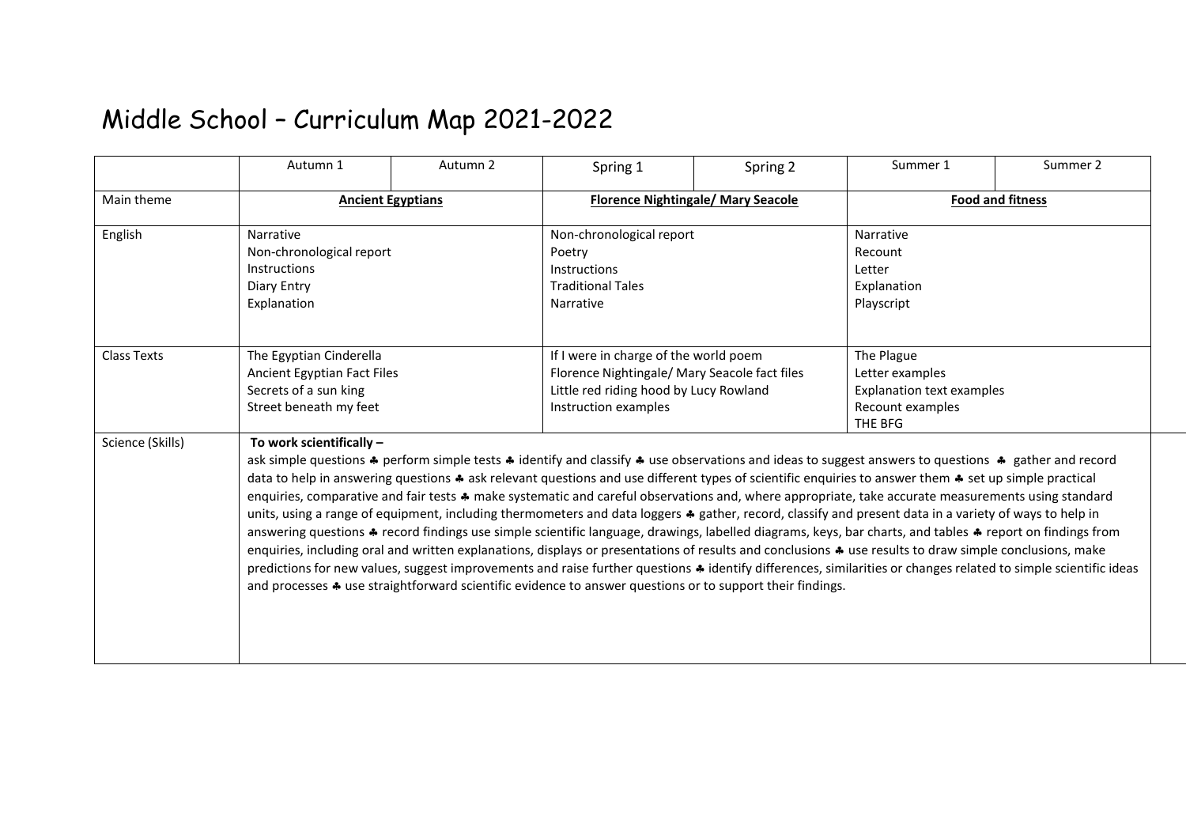# Middle School – Curriculum Map 2021-2022

| | Autumn 1 | Autumn 2 | Spring 1 | Spring 2 | Summer 1 | Summer 2 |
|---|---|---|---|---|---|---|
| Main theme | **Ancient Egyptians** | | **Florence Nightingale/ Mary Seacole** | | **Food and fitness** | |
| English | Narrative<br>Non-chronological report<br>Instructions<br>Diary Entry<br>Explanation | | Non-chronological report<br>Poetry<br>Instructions<br>Traditional Tales<br>Narrative | | Narrative<br>Recount<br>Letter<br>Explanation<br>Playscript | |
| Class Texts | The Egyptian Cinderella<br>Ancient Egyptian Fact Files<br>Secrets of a sun king<br>Street beneath my feet | | If I were in charge of the world poem<br>Florence Nightingale/ Mary Seacole fact files<br>Little red riding hood by Lucy Rowland<br>Instruction examples | | The Plague<br>Letter examples<br>Explanation text examples<br>Recount examples<br>THE BFG | |
| Science (Skills) | **To work scientifically –**<br>ask simple questions ♣ perform simple tests ♣ identify and classify ♣ use observations and ideas to suggest answers to questions ♣ gather and record data to help in answering questions ♣ ask relevant questions and use different types of scientific enquiries to answer them ♣ set up simple practical enquiries, comparative and fair tests ♣ make systematic and careful observations and, where appropriate, take accurate measurements using standard units, using a range of equipment, including thermometers and data loggers ♣ gather, record, classify and present data in a variety of ways to help in answering questions ♣ record findings use simple scientific language, drawings, labelled diagrams, keys, bar charts, and tables ♣ report on findings from enquiries, including oral and written explanations, displays or presentations of results and conclusions ♣ use results to draw simple conclusions, make predictions for new values, suggest improvements and raise further questions ♣ identify differences, similarities or changes related to simple scientific ideas and processes ♣ use straightforward scientific evidence to answer questions or to support their findings. | | | | | |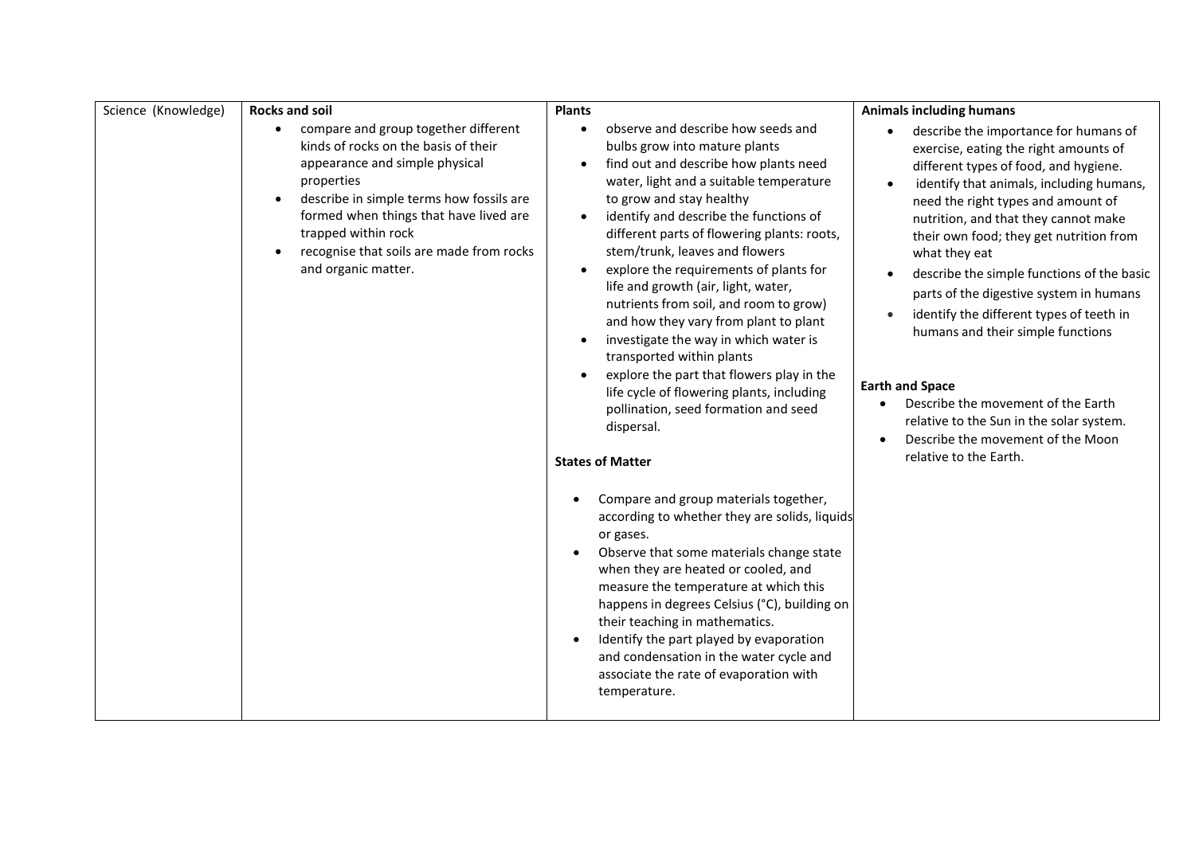| Science (Knowledge) | **Rocks and soil**<br>• compare and group together different kinds of rocks on the basis of their appearance and simple physical properties<br>• describe in simple terms how fossils are formed when things that have lived are trapped within rock<br>• recognise that soils are made from rocks and organic matter. | **Plants**<br>• observe and describe how seeds and bulbs grow into mature plants<br>• find out and describe how plants need water, light and a suitable temperature to grow and stay healthy<br>• identify and describe the functions of different parts of flowering plants: roots, stem/trunk, leaves and flowers<br>• explore the requirements of plants for life and growth (air, light, water, nutrients from soil, and room to grow) and how they vary from plant to plant<br>• investigate the way in which water is transported within plants<br>• explore the part that flowers play in the life cycle of flowering plants, including pollination, seed formation and seed dispersal.<br><br>**States of Matter**<br><br>• Compare and group materials together, according to whether they are solids, liquids or gases.<br>• Observe that some materials change state when they are heated or cooled, and measure the temperature at which this happens in degrees Celsius (°C), building on their teaching in mathematics.<br>• Identify the part played by evaporation and condensation in the water cycle and associate the rate of evaporation with temperature. | **Animals including humans**<br>• describe the importance for humans of exercise, eating the right amounts of different types of food, and hygiene.<br>• identify that animals, including humans, need the right types and amount of nutrition, and that they cannot make their own food; they get nutrition from what they eat<br>• describe the simple functions of the basic parts of the digestive system in humans<br>• identify the different types of teeth in humans and their simple functions<br><br>**Earth and Space**<br>• Describe the movement of the Earth relative to the Sun in the solar system.<br>• Describe the movement of the Moon relative to the Earth. |
|---|---|---|---|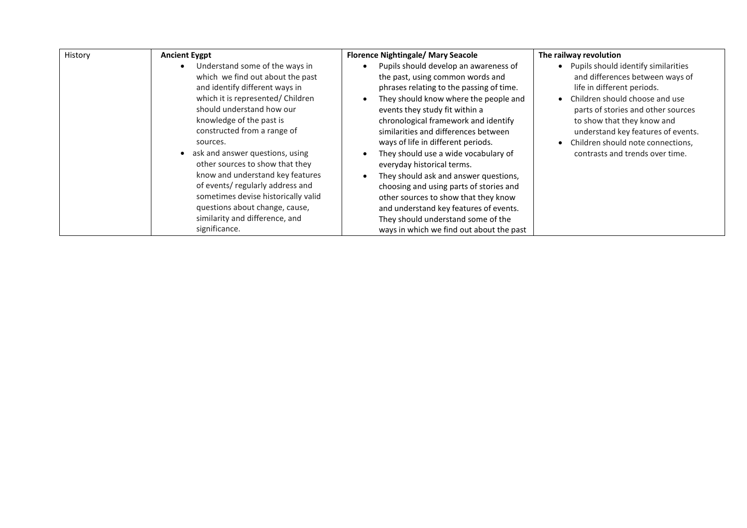| History | **Ancient Eygpt** | **Florence Nightingale/ Mary Seacole** | **The railway revolution** |
|---|---|---|---|
| | • Understand some of the ways in which we find out about the past and identify different ways in which it is represented/ Children should understand how our knowledge of the past is constructed from a range of sources.<br>• ask and answer questions, using other sources to show that they know and understand key features of events/ regularly address and sometimes devise historically valid questions about change, cause, similarity and difference, and significance. | • Pupils should develop an awareness of the past, using common words and phrases relating to the passing of time.<br>• They should know where the people and events they study fit within a chronological framework and identify similarities and differences between ways of life in different periods.<br>• They should use a wide vocabulary of everyday historical terms.<br>• They should ask and answer questions, choosing and using parts of stories and other sources to show that they know and understand key features of events. They should understand some of the ways in which we find out about the past | • Pupils should identify similarities and differences between ways of life in different periods.<br>• Children should choose and use parts of stories and other sources to show that they know and understand key features of events.<br>• Children should note connections, contrasts and trends over time. |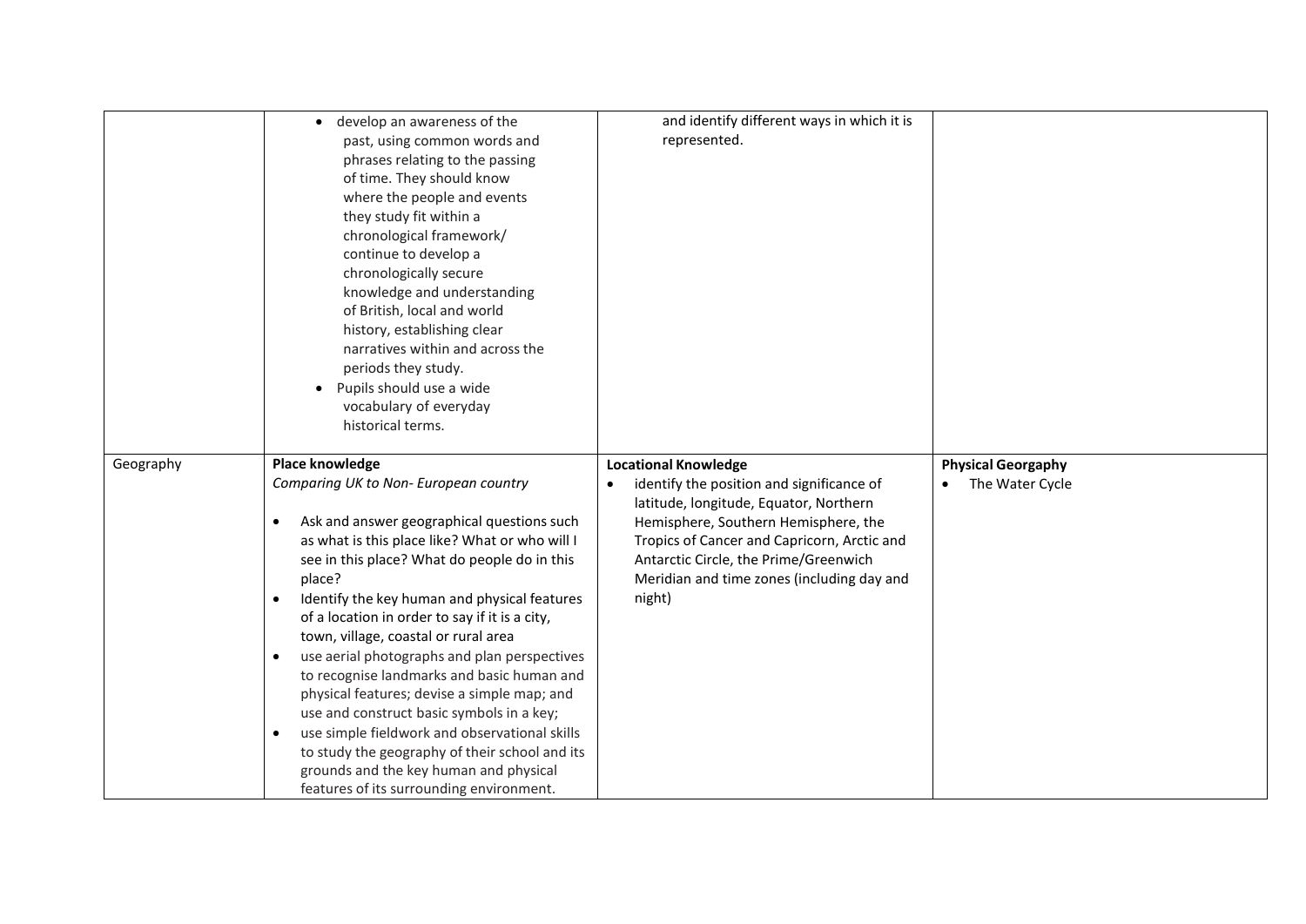| | | | |
|---|---|---|---|
| | • develop an awareness of the past, using common words and phrases relating to the passing of time. They should know where the people and events they study fit within a chronological framework/ continue to develop a chronologically secure knowledge and understanding of British, local and world history, establishing clear narratives within and across the periods they study.<br>• Pupils should use a wide vocabulary of everyday historical terms. | and identify different ways in which it is represented. | |
| Geography | **Place knowledge**<br>*Comparing UK to Non- European country*<br><br>• Ask and answer geographical questions such as what is this place like? What or who will I see in this place? What do people do in this place?<br>• Identify the key human and physical features of a location in order to say if it is a city, town, village, coastal or rural area<br>• use aerial photographs and plan perspectives to recognise landmarks and basic human and physical features; devise a simple map; and use and construct basic symbols in a key;<br>• use simple fieldwork and observational skills to study the geography of their school and its grounds and the key human and physical features of its surrounding environment. | **Locational Knowledge**<br>• identify the position and significance of latitude, longitude, Equator, Northern Hemisphere, Southern Hemisphere, the Tropics of Cancer and Capricorn, Arctic and Antarctic Circle, the Prime/Greenwich Meridian and time zones (including day and night) | **Physical Georgaphy**<br>• The Water Cycle |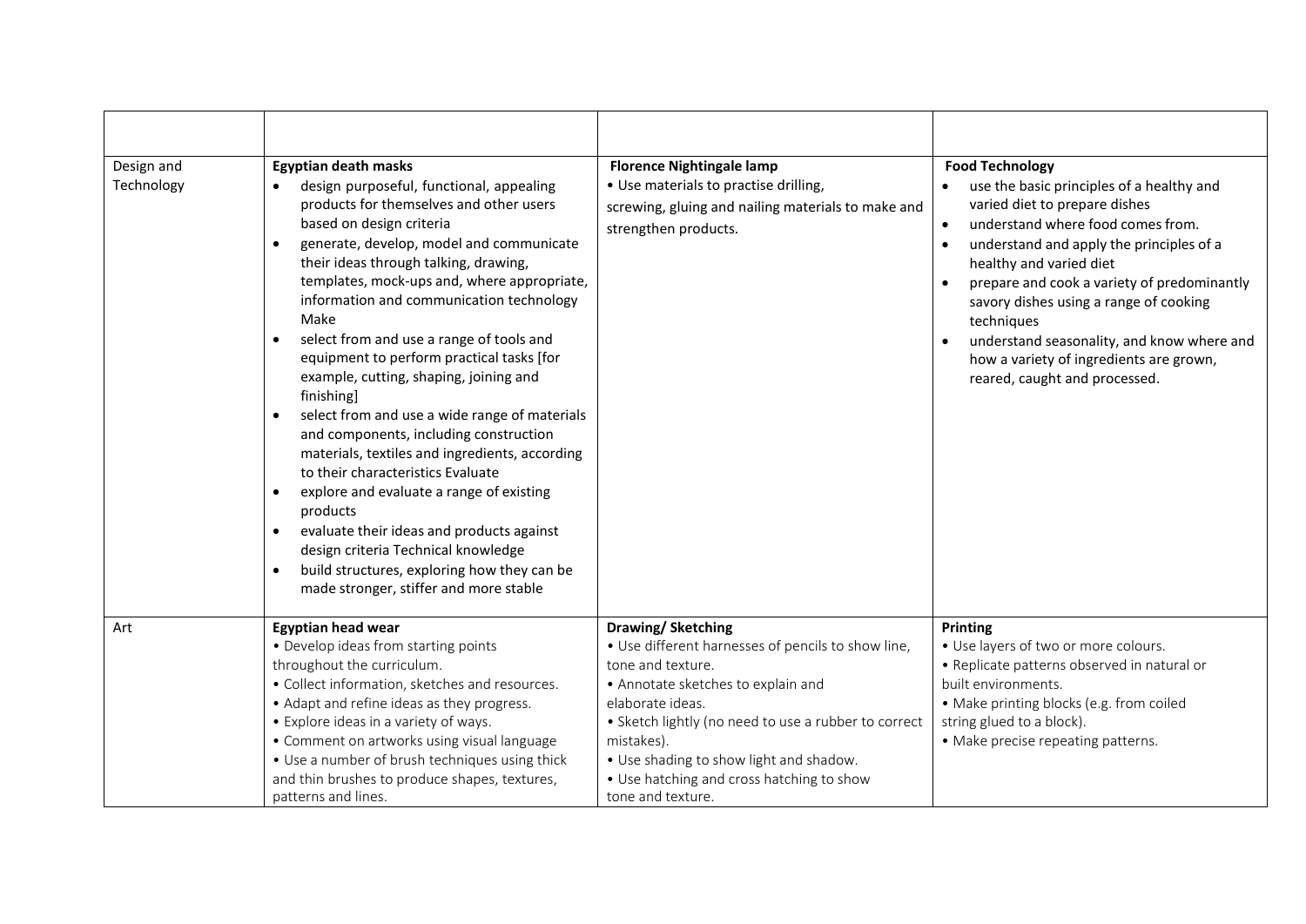| | | | |
|---|---|---|---|
| Design and Technology | **Egyptian death masks**<br>• design purposeful, functional, appealing products for themselves and other users based on design criteria<br>• generate, develop, model and communicate their ideas through talking, drawing, templates, mock-ups and, where appropriate, information and communication technology Make<br>• select from and use a range of tools and equipment to perform practical tasks [for example, cutting, shaping, joining and finishing]<br>• select from and use a wide range of materials and components, including construction materials, textiles and ingredients, according to their characteristics Evaluate<br>• explore and evaluate a range of existing products<br>• evaluate their ideas and products against design criteria Technical knowledge<br>• build structures, exploring how they can be made stronger, stiffer and more stable | **Florence Nightingale lamp**<br>• Use materials to practise drilling, screwing, gluing and nailing materials to make and strengthen products. | **Food Technology**<br>• use the basic principles of a healthy and varied diet to prepare dishes<br>• understand where food comes from.<br>• understand and apply the principles of a healthy and varied diet<br>• prepare and cook a variety of predominantly savory dishes using a range of cooking techniques<br>• understand seasonality, and know where and how a variety of ingredients are grown, reared, caught and processed. |
| Art | **Egyptian head wear**<br>• Develop ideas from starting points throughout the curriculum.<br>• Collect information, sketches and resources.<br>• Adapt and refine ideas as they progress.<br>• Explore ideas in a variety of ways.<br>• Comment on artworks using visual language<br>• Use a number of brush techniques using thick and thin brushes to produce shapes, textures, patterns and lines. | **Drawing/ Sketching**<br>• Use different harnesses of pencils to show line, tone and texture.<br>• Annotate sketches to explain and elaborate ideas.<br>• Sketch lightly (no need to use a rubber to correct mistakes).<br>• Use shading to show light and shadow.<br>• Use hatching and cross hatching to show tone and texture. | **Printing**<br>• Use layers of two or more colours.<br>• Replicate patterns observed in natural or built environments.<br>• Make printing blocks (e.g. from coiled string glued to a block).<br>• Make precise repeating patterns. |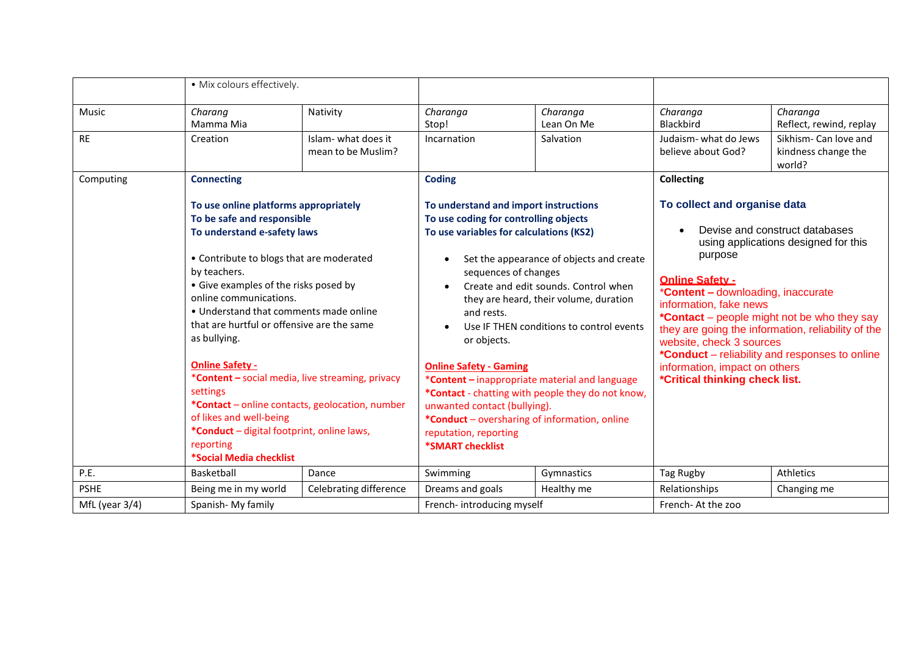| | | | | | | |
|---|---|---|---|---|---|---|
| | • Mix colours effectively. | | | | | |
| Music | *Charang* Mamma Mia | Nativity | *Charanga* Stop! | *Charanga* Lean On Me | *Charanga* Blackbird | *Charanga* Reflect, rewind, replay |
| RE | Creation | Islam- what does it mean to be Muslim? | Incarnation | Salvation | Judaism- what do Jews believe about God? | Sikhism- Can love and kindness change the world? |
| Computing | **Connecting**<br><br>**To use online platforms appropriately**<br>**To be safe and responsible**<br>**To understand e-safety laws**<br><br>• Contribute to blogs that are moderated by teachers.<br>• Give examples of the risks posed by online communications.<br>• Understand that comments made online that are hurtful or offensive are the same as bullying.<br><br>**Online Safety -**<br>***Content –** social media, live streaming, privacy settings<br>***Contact** – online contacts, geolocation, number of likes and well-being<br>***Conduct** – digital footprint, online laws, reporting<br>***Social Media checklist** | | **Coding**<br><br>**To understand and import instructions**<br>**To use coding for controlling objects**<br>**To use variables for calculations (KS2)**<br><br>• Set the appearance of objects and create sequences of changes<br>• Create and edit sounds. Control when they are heard, their volume, duration and rests.<br>• Use IF THEN conditions to control events or objects.<br><br>**Online Safety - Gaming**<br>***Content –** inappropriate material and language<br>***Contact** - chatting with people they do not know, unwanted contact (bullying).<br>***Conduct** – oversharing of information, online reputation, reporting<br>***SMART checklist** | | **Collecting**<br><br>**To collect and organise data**<br><br>• Devise and construct databases using applications designed for this purpose<br><br>**Online Safety -**<br>***Content –** downloading, inaccurate information, fake news<br>***Contact** – people might not be who they say they are going the information, reliability of the website, check 3 sources<br>***Conduct** – reliability and responses to online information, impact on others<br>***Critical thinking check list.** | |
| P.E. | Basketball | Dance | Swimming | Gymnastics | Tag Rugby | Athletics |
| PSHE | Being me in my world | Celebrating difference | Dreams and goals | Healthy me | Relationships | Changing me |
| MfL (year 3/4) | Spanish- My family | | French- introducing myself | | French- At the zoo | |